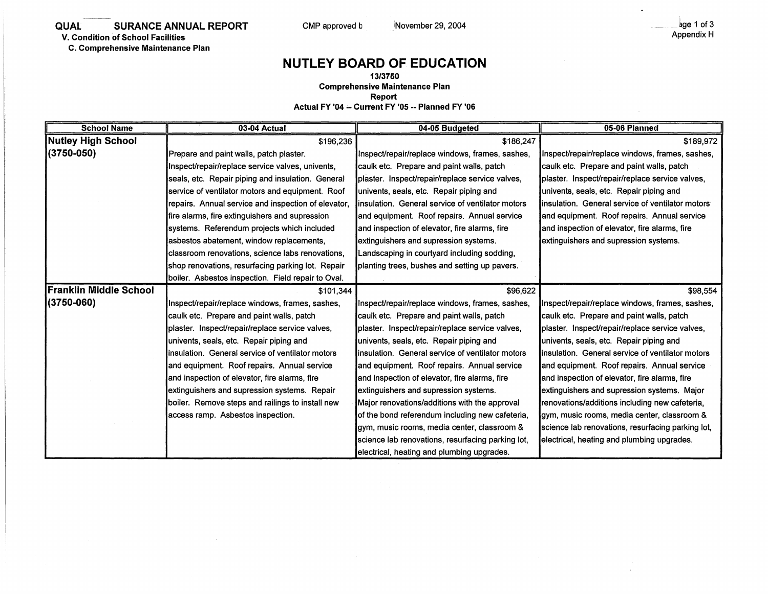QUAL SURANCE ANNUAL REPORT  CMP approved b  November 29, 2004

V. Condition of School Facilities

C. Comprehensive Maintenance Plan

Appendix H

# NUTLEY BOARD OF EDUCATION

**13/3750**

**Comprehensive Maintenance Plan**

**Report**

**Actual FY '04 -- Current FY '05 -- Planned FY '06**

| School Name | 03-04 Actual | 04-05 Budgeted | 05-06 Planned |
|---|---|---|---|
| **Nutley High School (3750-050)** | $196,236<br>Prepare and paint walls, patch plaster. Inspect/repair/replace service valves, univents, seals, etc. Repair piping and insulation. General service of ventilator motors and equipment. Roof repairs. Annual service and inspection of elevator, fire alarms, fire extinguishers and supression systems. Referendum projects which included asbestos abatement, window replacements, classroom renovations, science labs renovations, shop renovations, resurfacing parking lot. Repair boiler. Asbestos inspection. Field repair to Oval. | $186,247<br>Inspect/repair/replace windows, frames, sashes, caulk etc. Prepare and paint walls, patch plaster. Inspect/repair/replace service valves, univents, seals, etc. Repair piping and insulation. General service of ventilator motors and equipment. Roof repairs. Annual service and inspection of elevator, fire alarms, fire extinguishers and supression systems. Landscaping in courtyard including sodding, planting trees, bushes and setting up pavers. | $189,972<br>Inspect/repair/replace windows, frames, sashes, caulk etc. Prepare and paint walls, patch plaster. Inspect/repair/replace service valves, univents, seals, etc. Repair piping and insulation. General service of ventilator motors and equipment. Roof repairs. Annual service and inspection of elevator, fire alarms, fire extinguishers and supression systems. |
| **Franklin Middle School (3750-060)** | $101,344<br>Inspect/repair/replace windows, frames, sashes, caulk etc. Prepare and paint walls, patch plaster. Inspect/repair/replace service valves, univents, seals, etc. Repair piping and insulation. General service of ventilator motors and equipment. Roof repairs. Annual service and inspection of elevator, fire alarms, fire extinguishers and supression systems. Repair boiler. Remove steps and railings to install new access ramp. Asbestos inspection. | $96,622<br>Inspect/repair/replace windows, frames, sashes, caulk etc. Prepare and paint walls, patch plaster. Inspect/repair/replace service valves, univents, seals, etc. Repair piping and insulation. General service of ventilator motors and equipment. Roof repairs. Annual service and inspection of elevator, fire alarms, fire extinguishers and supression systems. Major renovations/additions with the approval of the bond referendum including new cafeteria, gym, music rooms, media center, classroom & science lab renovations, resurfacing parking lot, electrical, heating and plumbing upgrades. | $98,554<br>Inspect/repair/replace windows, frames, sashes, caulk etc. Prepare and paint walls, patch plaster. Inspect/repair/replace service valves, univents, seals, etc. Repair piping and insulation. General service of ventilator motors and equipment. Roof repairs. Annual service and inspection of elevator, fire alarms, fire extinguishers and supression systems. Major renovations/additions including new cafeteria, gym, music rooms, media center, classroom & science lab renovations, resurfacing parking lot, electrical, heating and plumbing upgrades. |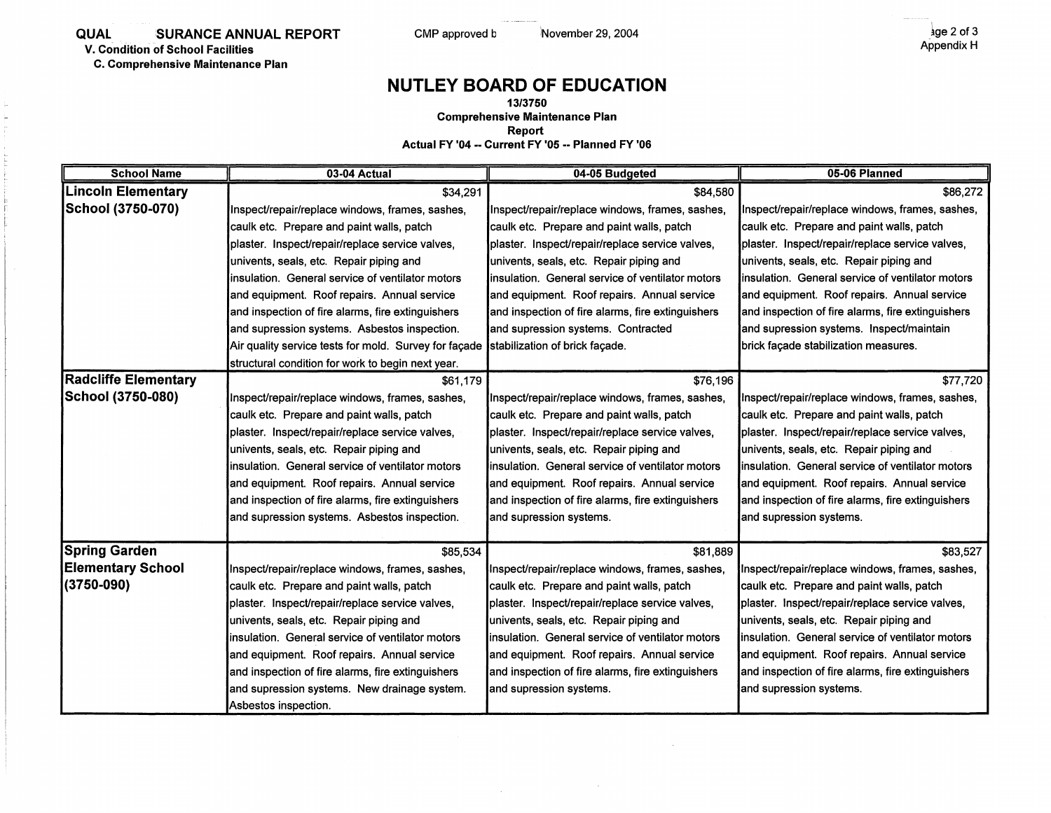QUAL SURANCE ANNUAL REPORT CMP approved b November 29, 2004

V. Condition of School Facilities

C. Comprehensive Maintenance Plan

Appendix H

# NUTLEY BOARD OF EDUCATION

**13/3750**
**Comprehensive Maintenance Plan**
**Report**
**Actual FY '04 -- Current FY '05 -- Planned FY '06**

| School Name | 03-04 Actual | 04-05 Budgeted | 05-06 Planned |
|---|---|---|---|
| **Lincoln Elementary School (3750-070)** | $34,291 Inspect/repair/replace windows, frames, sashes, caulk etc. Prepare and paint walls, patch plaster. Inspect/repair/replace service valves, univents, seals, etc. Repair piping and insulation. General service of ventilator motors and equipment. Roof repairs. Annual service and inspection of fire alarms, fire extinguishers and supression systems. Asbestos inspection. Air quality service tests for mold. Survey for façade structural condition for work to begin next year. | $84,580 Inspect/repair/replace windows, frames, sashes, caulk etc. Prepare and paint walls, patch plaster. Inspect/repair/replace service valves, univents, seals, etc. Repair piping and insulation. General service of ventilator motors and equipment. Roof repairs. Annual service and inspection of fire alarms, fire extinguishers and supression systems. Contracted stabilization of brick façade. | $86,272 Inspect/repair/replace windows, frames, sashes, caulk etc. Prepare and paint walls, patch plaster. Inspect/repair/replace service valves, univents, seals, etc. Repair piping and insulation. General service of ventilator motors and equipment. Roof repairs. Annual service and inspection of fire alarms, fire extinguishers and supression systems. Inspect/maintain brick façade stabilization measures. |
| **Radcliffe Elementary School (3750-080)** | $61,179 Inspect/repair/replace windows, frames, sashes, caulk etc. Prepare and paint walls, patch plaster. Inspect/repair/replace service valves, univents, seals, etc. Repair piping and insulation. General service of ventilator motors and equipment. Roof repairs. Annual service and inspection of fire alarms, fire extinguishers and supression systems. Asbestos inspection. | $76,196 Inspect/repair/replace windows, frames, sashes, caulk etc. Prepare and paint walls, patch plaster. Inspect/repair/replace service valves, univents, seals, etc. Repair piping and insulation. General service of ventilator motors and equipment. Roof repairs. Annual service and inspection of fire alarms, fire extinguishers and supression systems. | $77,720 Inspect/repair/replace windows, frames, sashes, caulk etc. Prepare and paint walls, patch plaster. Inspect/repair/replace service valves, univents, seals, etc. Repair piping and insulation. General service of ventilator motors and equipment. Roof repairs. Annual service and inspection of fire alarms, fire extinguishers and supression systems. |
| **Spring Garden Elementary School (3750-090)** | $85,534 Inspect/repair/replace windows, frames, sashes, caulk etc. Prepare and paint walls, patch plaster. Inspect/repair/replace service valves, univents, seals, etc. Repair piping and insulation. General service of ventilator motors and equipment. Roof repairs. Annual service and inspection of fire alarms, fire extinguishers and supression systems. New drainage system. Asbestos inspection. | $81,889 Inspect/repair/replace windows, frames, sashes, caulk etc. Prepare and paint walls, patch plaster. Inspect/repair/replace service valves, univents, seals, etc. Repair piping and insulation. General service of ventilator motors and equipment. Roof repairs. Annual service and inspection of fire alarms, fire extinguishers and supression systems. | $83,527 Inspect/repair/replace windows, frames, sashes, caulk etc. Prepare and paint walls, patch plaster. Inspect/repair/replace service valves, univents, seals, etc. Repair piping and insulation. General service of ventilator motors and equipment. Roof repairs. Annual service and inspection of fire alarms, fire extinguishers and supression systems. |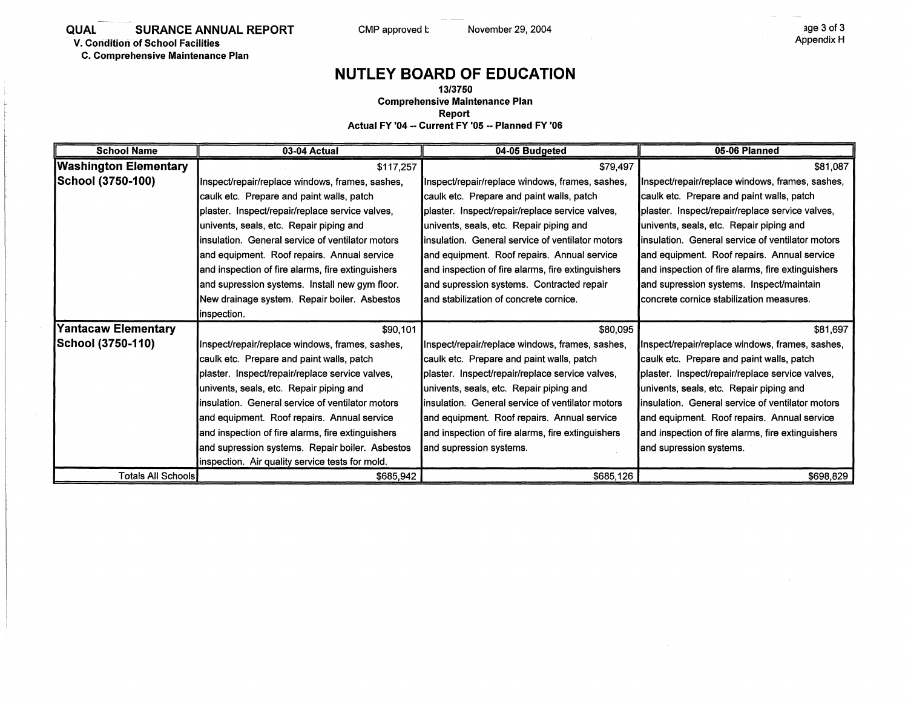QUALITY ASSURANCE ANNUAL REPORT — CMP approved by November 29, 2004

V. Condition of School Facilities

C. Comprehensive Maintenance Plan

Appendix H

# NUTLEY BOARD OF EDUCATION

**13/3750**

**Comprehensive Maintenance Plan**

**Report**

**Actual FY '04 -- Current FY '05 -- Planned FY '06**

| School Name | 03-04 Actual | 04-05 Budgeted | 05-06 Planned |
|---|---|---|---|
| **Washington Elementary School (3750-100)** | $117,257<br>Inspect/repair/replace windows, frames, sashes, caulk etc. Prepare and paint walls, patch plaster. Inspect/repair/replace service valves, univents, seals, etc. Repair piping and insulation. General service of ventilator motors and equipment. Roof repairs. Annual service and inspection of fire alarms, fire extinguishers and supression systems. Install new gym floor. New drainage system. Repair boiler. Asbestos inspection. | $79,497<br>Inspect/repair/replace windows, frames, sashes, caulk etc. Prepare and paint walls, patch plaster. Inspect/repair/replace service valves, univents, seals, etc. Repair piping and insulation. General service of ventilator motors and equipment. Roof repairs. Annual service and inspection of fire alarms, fire extinguishers and supression systems. Contracted repair and stabilization of concrete cornice. | $81,087<br>Inspect/repair/replace windows, frames, sashes, caulk etc. Prepare and paint walls, patch plaster. Inspect/repair/replace service valves, univents, seals, etc. Repair piping and insulation. General service of ventilator motors and equipment. Roof repairs. Annual service and inspection of fire alarms, fire extinguishers and supression systems. Inspect/maintain concrete cornice stabilization measures. |
| **Yantacaw Elementary School (3750-110)** | $90,101<br>Inspect/repair/replace windows, frames, sashes, caulk etc. Prepare and paint walls, patch plaster. Inspect/repair/replace service valves, univents, seals, etc. Repair piping and insulation. General service of ventilator motors and equipment. Roof repairs. Annual service and inspection of fire alarms, fire extinguishers and supression systems. Repair boiler. Asbestos inspection. Air quality service tests for mold. | $80,095<br>Inspect/repair/replace windows, frames, sashes, caulk etc. Prepare and paint walls, patch plaster. Inspect/repair/replace service valves, univents, seals, etc. Repair piping and insulation. General service of ventilator motors and equipment. Roof repairs. Annual service and inspection of fire alarms, fire extinguishers and supression systems. | $81,697<br>Inspect/repair/replace windows, frames, sashes, caulk etc. Prepare and paint walls, patch plaster. Inspect/repair/replace service valves, univents, seals, etc. Repair piping and insulation. General service of ventilator motors and equipment. Roof repairs. Annual service and inspection of fire alarms, fire extinguishers and supression systems. |
| Totals All Schools | $685,942 | $685,126 | $698,829 |